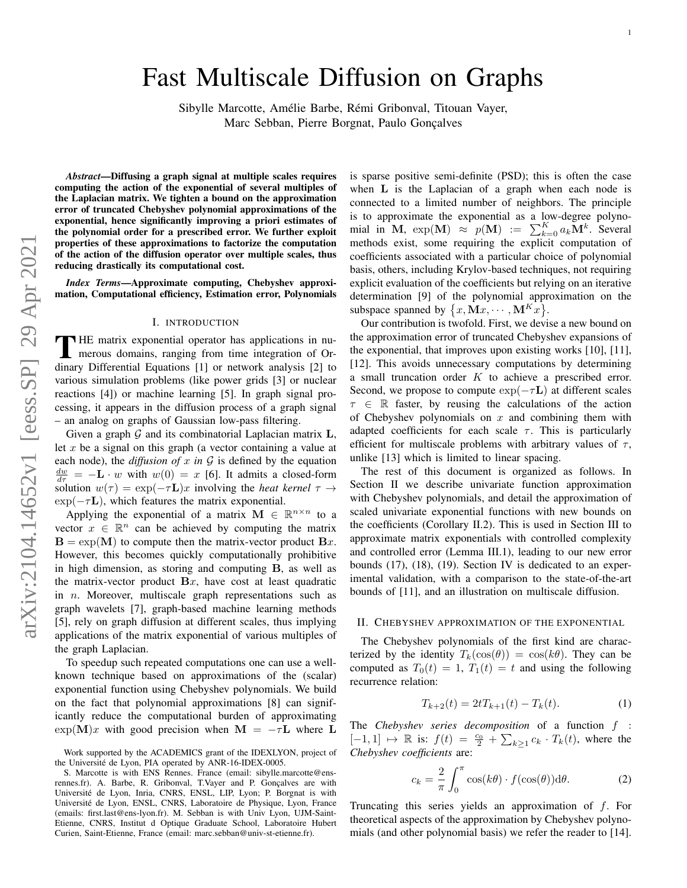# Fast Multiscale Diffusion on Graphs

Sibylle Marcotte, Amélie Barbe, Rémi Gribonval, Titouan Vayer, Marc Sebban, Pierre Borgnat, Paulo Gonçalves

***Abstract*—Diffusing a graph signal at multiple scales requires computing the action of the exponential of several multiples of the Laplacian matrix. We tighten a bound on the approximation error of truncated Chebyshev polynomial approximations of the exponential, hence significantly improving a priori estimates of the polynomial order for a prescribed error. We further exploit properties of these approximations to factorize the computation of the action of the diffusion operator over multiple scales, thus reducing drastically its computational cost.**

***Index Terms*—Approximate computing, Chebyshev approximation, Computational efficiency, Estimation error, Polynomials**

## I. Introduction

The matrix exponential operator has applications in numerous domains, ranging from time integration of Ordinary Differential Equations [1] or network analysis [2] to various simulation problems (like power grids [3] or nuclear reactions [4]) or machine learning [5]. In graph signal processing, it appears in the diffusion process of a graph signal – an analog on graphs of Gaussian low-pass filtering.

Given a graph $\mathcal{G}$ and its combinatorial Laplacian matrix $\mathbf{L}$, let $x$ be a signal on this graph (a vector containing a value at each node), the *diffusion of $x$ in $\mathcal{G}$* is defined by the equation $\frac{dw}{d\tau} = -\mathbf{L} \cdot w$ with $w(0) = x$ [6]. It admits a closed-form solution $w(\tau) = \exp(-\tau\mathbf{L})x$ involving the *heat kernel* $\tau \to \exp(-\tau\mathbf{L})$, which features the matrix exponential.

Applying the exponential of a matrix $\mathbf{M} \in \mathbb{R}^{n\times n}$ to a vector $x \in \mathbb{R}^n$ can be achieved by computing the matrix $\mathbf{B} = \exp(\mathbf{M})$ to compute then the matrix-vector product $\mathbf{B}x$. However, this becomes quickly computationally prohibitive in high dimension, as storing and computing $\mathbf{B}$, as well as the matrix-vector product $\mathbf{B}x$, have cost at least quadratic in $n$. Moreover, multiscale graph representations such as graph wavelets [7], graph-based machine learning methods [5], rely on graph diffusion at different scales, thus implying applications of the matrix exponential of various multiples of the graph Laplacian.

To speedup such repeated computations one can use a well-known technique based on approximations of the (scalar) exponential function using Chebyshev polynomials. We build on the fact that polynomial approximations [8] can significantly reduce the computational burden of approximating $\exp(\mathbf{M})x$ with good precision when $\mathbf{M} = -\tau\mathbf{L}$ where $\mathbf{L}$ is sparse positive semi-definite (PSD); this is often the case when $\mathbf{L}$ is the Laplacian of a graph when each node is connected to a limited number of neighbors. The principle is to approximate the exponential as a low-degree polynomial in $\mathbf{M}$, $\exp(\mathbf{M}) \approx p(\mathbf{M}) := \sum_{k=0}^{K} a_k \mathbf{M}^k$. Several methods exist, some requiring the explicit computation of coefficients associated with a particular choice of polynomial basis, others, including Krylov-based techniques, not requiring explicit evaluation of the coefficients but relying on an iterative determination [9] of the polynomial approximation on the subspace spanned by $\{x, \mathbf{M}x, \cdots, \mathbf{M}^K x\}$.

Our contribution is twofold. First, we devise a new bound on the approximation error of truncated Chebyshev expansions of the exponential, that improves upon existing works [10], [11], [12]. This avoids unnecessary computations by determining a small truncation order $K$ to achieve a prescribed error. Second, we propose to compute $\exp(-\tau\mathbf{L})$ at different scales $\tau \in \mathbb{R}$ faster, by reusing the calculations of the action of Chebyshev polynomials on $x$ and combining them with adapted coefficients for each scale $\tau$. This is particularly efficient for multiscale problems with arbitrary values of $\tau$, unlike [13] which is limited to linear spacing.

The rest of this document is organized as follows. In Section II we describe univariate function approximation with Chebyshev polynomials, and detail the approximation of scaled univariate exponential functions with new bounds on the coefficients (Corollary II.2). This is used in Section III to approximate matrix exponentials with controlled complexity and controlled error (Lemma III.1), leading to our new error bounds (17), (18), (19). Section IV is dedicated to an experimental validation, with a comparison to the state-of-the-art bounds of [11], and an illustration on multiscale diffusion.

## II. Chebyshev approximation of the exponential

The Chebyshev polynomials of the first kind are characterized by the identity $T_k(\cos(\theta)) = \cos(k\theta)$. They can be computed as $T_0(t) = 1$, $T_1(t) = t$ and using the following recurrence relation:

$$T_{k+2}(t) = 2tT_{k+1}(t) - T_k(t). \tag{1}$$

The *Chebyshev series decomposition* of a function $f : [-1, 1] \mapsto \mathbb{R}$ is: $f(t) = \frac{c_0}{2} + \sum_{k\geq 1} c_k \cdot T_k(t)$, where the *Chebyshev coefficients* are:

$$c_k = \frac{2}{\pi} \int_0^{\pi} \cos(k\theta) \cdot f(\cos(\theta)) \mathrm{d}\theta. \tag{2}$$

Truncating this series yields an approximation of $f$. For theoretical aspects of the approximation by Chebyshev polynomials (and other polynomial basis) we refer the reader to [14].

Work supported by the ACADEMICS grant of the IDEXLYON, project of the Université de Lyon, PIA operated by ANR-16-IDEX-0005.

S. Marcotte is with ENS Rennes. France (email: sibylle.marcotte@ens-rennes.fr). A. Barbe, R. Gribonval, T.Vayer and P. Gonçalves are with Université de Lyon, Inria, CNRS, ENSL, LIP, Lyon; P. Borgnat is with Université de Lyon, ENSL, CNRS, Laboratoire de Physique, Lyon, France (emails: first.last@ens-lyon.fr). M. Sebban is with Univ Lyon, UJM-Saint-Etienne, CNRS, Institut d Optique Graduate School, Laboratoire Hubert Curien, Saint-Etienne, France (email: marc.sebban@univ-st-etienne.fr).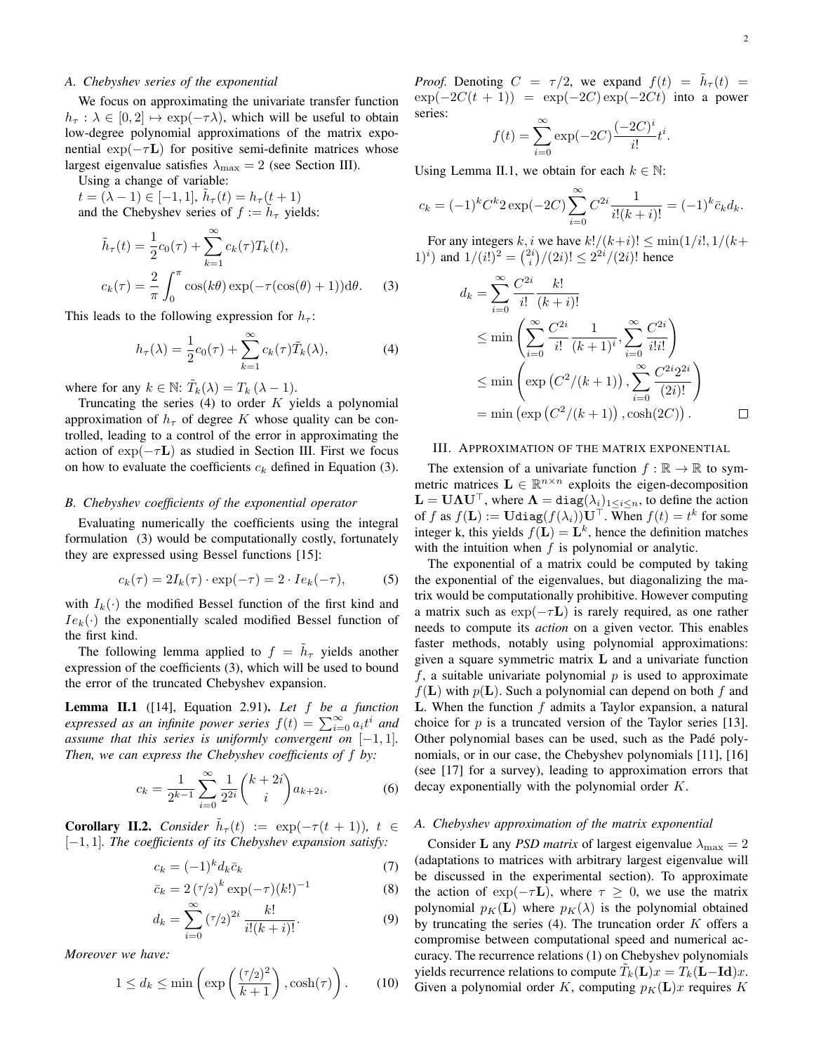### A. Chebyshev series of the exponential

We focus on approximating the univariate transfer function $h_\tau : \lambda \in [0,2] \mapsto \exp(-\tau\lambda)$, which will be useful to obtain low-degree polynomial approximations of the matrix exponential $\exp(-\tau\mathbf{L})$ for positive semi-definite matrices whose largest eigenvalue satisfies $\lambda_{\max} = 2$ (see Section III).

Using a change of variable:
$t = (\lambda - 1) \in [-1,1]$, $\tilde{h}_\tau(t) = h_\tau(t+1)$
and the Chebyshev series of $f := \tilde{h}_\tau$ yields:

$$\tilde{h}_\tau(t) = \frac{1}{2}c_0(\tau) + \sum_{k=1}^{\infty} c_k(\tau) T_k(t),$$

$$c_k(\tau) = \frac{2}{\pi}\int_0^\pi \cos(k\theta)\exp(-\tau(\cos(\theta)+1))\mathrm{d}\theta. \quad (3)$$

This leads to the following expression for $h_\tau$:

$$h_\tau(\lambda) = \frac{1}{2}c_0(\tau) + \sum_{k=1}^{\infty} c_k(\tau)\tilde{T}_k(\lambda), \quad (4)$$

where for any $k \in \mathbb{N}$: $\tilde{T}_k(\lambda) = T_k(\lambda - 1)$.

Truncating the series (4) to order $K$ yields a polynomial approximation of $h_\tau$ of degree $K$ whose quality can be controlled, leading to a control of the error in approximating the action of $\exp(-\tau\mathbf{L})$ as studied in Section III. First we focus on how to evaluate the coefficients $c_k$ defined in Equation (3).

### B. Chebyshev coefficients of the exponential operator

Evaluating numerically the coefficients using the integral formulation (3) would be computationally costly, fortunately they are expressed using Bessel functions [15]:

$$c_k(\tau) = 2I_k(\tau)\cdot\exp(-\tau) = 2\cdot Ie_k(-\tau), \quad (5)$$

with $I_k(\cdot)$ the modified Bessel function of the first kind and $Ie_k(\cdot)$ the exponentially scaled modified Bessel function of the first kind.

The following lemma applied to $f = \tilde{h}_\tau$ yields another expression of the coefficients (3), which will be used to bound the error of the truncated Chebyshev expansion.

**Lemma II.1** ([14], Equation 2.91). *Let $f$ be a function expressed as an infinite power series $f(t) = \sum_{i=0}^{\infty} a_i t^i$ and assume that this series is uniformly convergent on $[-1,1]$. Then, we can express the Chebyshev coefficients of $f$ by:*

$$c_k = \frac{1}{2^{k-1}}\sum_{i=0}^{\infty}\frac{1}{2^{2i}}\binom{k+2i}{i}a_{k+2i}. \quad (6)$$

**Corollary II.2.** *Consider $\tilde{h}_\tau(t) := \exp(-\tau(t+1))$, $t \in [-1,1]$. The coefficients of its Chebyshev expansion satisfy:*

$$c_k = (-1)^k d_k \bar{c}_k \quad (7)$$

$$\bar{c}_k = 2\left(\tau/2\right)^k \exp(-\tau)(k!)^{-1} \quad (8)$$

$$d_k = \sum_{i=0}^{\infty}\left(\tau/2\right)^{2i}\frac{k!}{i!(k+i)!}. \quad (9)$$

*Moreover we have:*

$$1 \le d_k \le \min\left(\exp\left(\frac{(\tau/2)^2}{k+1}\right), \cosh(\tau)\right). \quad (10)$$

*Proof.* Denoting $C = \tau/2$, we expand $f(t) = \tilde{h}_\tau(t) = \exp(-2C(t+1)) = \exp(-2C)\exp(-2Ct)$ into a power series:

$$f(t) = \sum_{i=0}^{\infty}\exp(-2C)\frac{(-2C)^i}{i!}t^i.$$

Using Lemma II.1, we obtain for each $k \in \mathbb{N}$:

$$c_k = (-1)^k C^k 2\exp(-2C)\sum_{i=0}^{\infty} C^{2i}\frac{1}{i!(k+i)!} = (-1)^k \bar{c}_k d_k.$$

For any integers $k, i$ we have $k!/(k+i)! \le \min(1/i!, 1/(k+1)^i)$ and $1/(i!)^2 = \binom{2i}{i}/(2i)! \le 2^{2i}/(2i)!$ hence

$$\begin{aligned} d_k &= \sum_{i=0}^{\infty}\frac{C^{2i}}{i!}\frac{k!}{(k+i)!} \\ &\le \min\left(\sum_{i=0}^{\infty}\frac{C^{2i}}{i!}\frac{1}{(k+1)^i}, \sum_{i=0}^{\infty}\frac{C^{2i}}{i!i!}\right) \\ &\le \min\left(\exp\left(C^2/(k+1)\right), \sum_{i=0}^{\infty}\frac{C^{2i}2^{2i}}{(2i)!}\right) \\ &= \min\left(\exp\left(C^2/(k+1)\right), \cosh(2C)\right). \end{aligned}$$

□

## III. Approximation of the matrix exponential

The extension of a univariate function $f : \mathbb{R} \to \mathbb{R}$ to symmetric matrices $\mathbf{L} \in \mathbb{R}^{n\times n}$ exploits the eigen-decomposition $\mathbf{L} = \mathbf{U}\mathbf{\Lambda}\mathbf{U}^\top$, where $\mathbf{\Lambda} = \mathtt{diag}(\lambda_i)_{1\le i\le n}$, to define the action of $f$ as $f(\mathbf{L}) := \mathbf{U}\mathtt{diag}(f(\lambda_i))\mathbf{U}^\top$. When $f(t) = t^k$ for some integer k, this yields $f(\mathbf{L}) = \mathbf{L}^k$, hence the definition matches with the intuition when $f$ is polynomial or analytic.

The exponential of a matrix could be computed by taking the exponential of the eigenvalues, but diagonalizing the matrix would be computationally prohibitive. However computing a matrix such as $\exp(-\tau\mathbf{L})$ is rarely required, as one rather needs to compute its *action* on a given vector. This enables faster methods, notably using polynomial approximations: given a square symmetric matrix $\mathbf{L}$ and a univariate function $f$, a suitable univariate polynomial $p$ is used to approximate $f(\mathbf{L})$ with $p(\mathbf{L})$. Such a polynomial can depend on both $f$ and $\mathbf{L}$. When the function $f$ admits a Taylor expansion, a natural choice for $p$ is a truncated version of the Taylor series [13]. Other polynomial bases can be used, such as the Padé polynomials, or in our case, the Chebyshev polynomials [11], [16] (see [17] for a survey), leading to approximation errors that decay exponentially with the polynomial order $K$.

### A. Chebyshev approximation of the matrix exponential

Consider $\mathbf{L}$ any *PSD matrix* of largest eigenvalue $\lambda_{\max} = 2$ (adaptations to matrices with arbitrary largest eigenvalue will be discussed in the experimental section). To approximate the action of $\exp(-\tau\mathbf{L})$, where $\tau \ge 0$, we use the matrix polynomial $p_K(\mathbf{L})$ where $p_K(\lambda)$ is the polynomial obtained by truncating the series (4). The truncation order $K$ offers a compromise between computational speed and numerical accuracy. The recurrence relations (1) on Chebyshev polynomials yields recurrence relations to compute $\tilde{T}_k(\mathbf{L})x = T_k(\mathbf{L}-\mathbf{Id})x$. Given a polynomial order $K$, computing $p_K(\mathbf{L})x$ requires $K$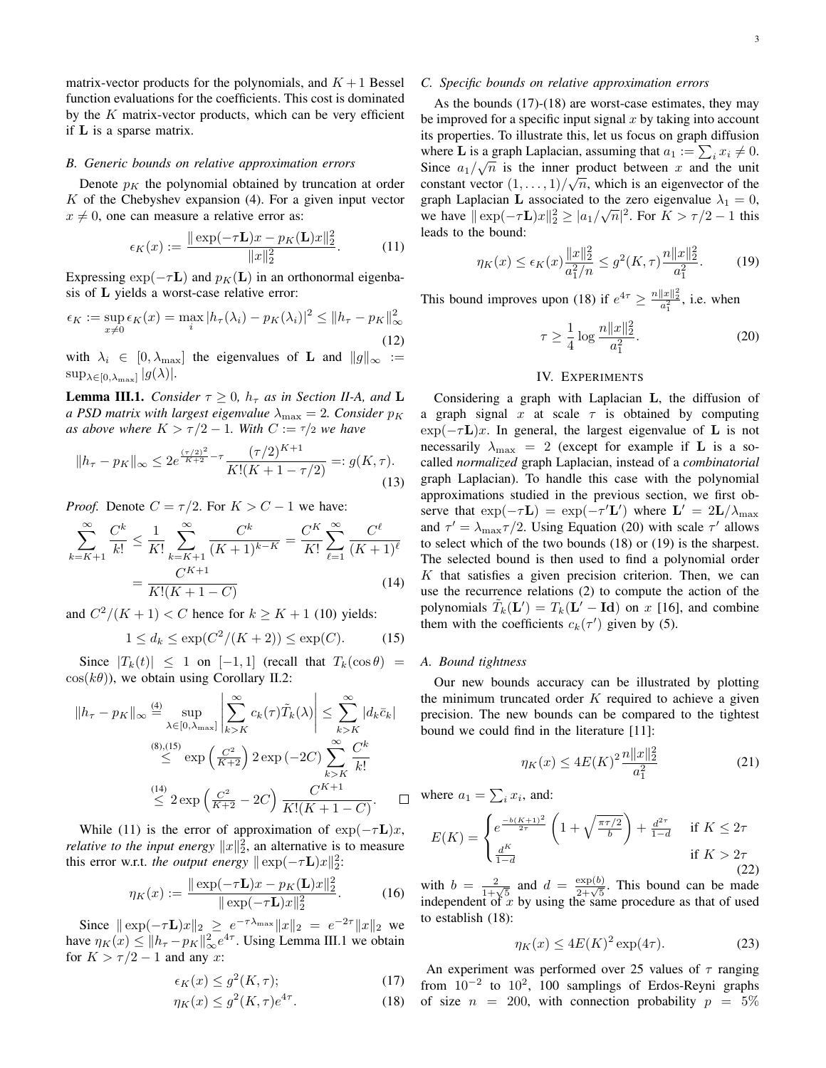matrix-vector products for the polynomials, and $K+1$ Bessel function evaluations for the coefficients. This cost is dominated by the $K$ matrix-vector products, which can be very efficient if $\mathbf{L}$ is a sparse matrix.

### B. Generic bounds on relative approximation errors

Denote $p_K$ the polynomial obtained by truncation at order $K$ of the Chebyshev expansion (4). For a given input vector $x \neq 0$, one can measure a relative error as:

$$\epsilon_K(x) := \frac{\| \exp(-\tau \mathbf{L})x - p_K(\mathbf{L})x\|_2^2}{\|x\|_2^2}. \tag{11}$$

Expressing $\exp(-\tau \mathbf{L})$ and $p_K(\mathbf{L})$ in an orthonormal eigenbasis of $\mathbf{L}$ yields a worst-case relative error:

$$\epsilon_K = \sup_{x \neq 0} \epsilon_K(x) = \max_i |h_\tau(\lambda_i) - p_K(\lambda_i)|^2 \leq \|h_\tau - p_K\|_\infty^2 \tag{12}$$

with $\lambda_i \in [0, \lambda_{\max}]$ the eigenvalues of $\mathbf{L}$ and $\|g\|_\infty := \sup_{\lambda \in [0,\lambda_{\max}]} |g(\lambda)|$.

**Lemma III.1.** *Consider $\tau \geq 0$, $h_\tau$ as in Section II-A, and $\mathbf{L}$ a PSD matrix with largest eigenvalue $\lambda_{\max} = 2$. Consider $p_K$ as above where $K > \tau/2 - 1$. With $C := \tau/2$ we have*

$$\|h_\tau - p_K\|_\infty \leq 2e^{\frac{(\tau/2)^2}{K+2} - \tau} \frac{(\tau/2)^{K+1}}{K!(K+1-\tau/2)} =: g(K, \tau). \tag{13}$$

*Proof.* Denote $C = \tau/2$. For $K > C - 1$ we have:

$$\sum_{k=K+1}^{\infty} \frac{C^k}{k!} \leq \frac{1}{K!} \sum_{k=K+1}^{\infty} \frac{C^k}{(K+1)^{k-K}} = \frac{C^K}{K!} \sum_{\ell=1}^{\infty} \frac{C^\ell}{(K+1)^\ell}$$
$$= \frac{C^{K+1}}{K!(K+1-C)} \tag{14}$$

and $C^2/(K+1) < C$ hence for $k \geq K+1$ (10) yields:

$$1 \leq d_k \leq \exp(C^2/(K+2)) \leq \exp(C). \tag{15}$$

Since $|T_k(t)| \leq 1$ on $[-1, 1]$ (recall that $T_k(\cos\theta) = \cos(k\theta)$), we obtain using Corollary II.2:

$$\|h_\tau - p_K\|_\infty \overset{(4)}{=} \sup_{\lambda \in [0,\lambda_{\max}]} \left| \sum_{k>K}^{\infty} c_k(\tau) \tilde{T}_k(\lambda) \right| \leq \sum_{k>K}^{\infty} |d_k \bar{c}_k|$$
$$\overset{(8),(15)}{\leq} \exp\left(\tfrac{C^2}{K+2}\right) 2 \exp(-2C) \sum_{k>K}^{\infty} \frac{C^k}{k!}$$
$$\overset{(14)}{\leq} 2 \exp\left(\tfrac{C^2}{K+2} - 2C\right) \frac{C^{K+1}}{K!(K+1-C)}. \qquad \square$$

While (11) is the error of approximation of $\exp(-\tau\mathbf{L})x$, *relative to the input energy* $\|x\|_2^2$, an alternative is to measure this error w.r.t. *the output energy* $\|\exp(-\tau\mathbf{L})x\|_2^2$:

$$\eta_K(x) := \frac{\| \exp(-\tau \mathbf{L})x - p_K(\mathbf{L})x\|_2^2}{\|\exp(-\tau\mathbf{L})x\|_2^2}. \tag{16}$$

Since $\|\exp(-\tau\mathbf{L})x\|_2 \geq e^{-\tau\lambda_{\max}}\|x\|_2 = e^{-2\tau}\|x\|_2$ we have $\eta_K(x) \leq \|h_\tau - p_K\|_\infty^2 e^{4\tau}$. Using Lemma III.1 we obtain for $K > \tau/2 - 1$ and any $x$:

$$\epsilon_K(x) \leq g^2(K, \tau); \tag{17}$$
$$\eta_K(x) \leq g^2(K, \tau)e^{4\tau}. \tag{18}$$

### C. Specific bounds on relative approximation errors

As the bounds (17)-(18) are worst-case estimates, they may be improved for a specific input signal $x$ by taking into account its properties. To illustrate this, let us focus on graph diffusion where $\mathbf{L}$ is a graph Laplacian, assuming that $a_1 := \sum_i x_i \neq 0$. Since $a_1/\sqrt{n}$ is the inner product between $x$ and the unit constant vector $(1, \ldots, 1)/\sqrt{n}$, which is an eigenvector of the graph Laplacian $\mathbf{L}$ associated to the zero eigenvalue $\lambda_1 = 0$, we have $\|\exp(-\tau\mathbf{L})x\|_2^2 \geq |a_1/\sqrt{n}|^2$. For $K > \tau/2 - 1$ this leads to the bound:

$$\eta_K(x) \leq \epsilon_K(x) \frac{\|x\|_2^2}{a_1^2/n} \leq g^2(K, \tau) \frac{n\|x\|_2^2}{a_1^2}. \tag{19}$$

This bound improves upon (18) if $e^{4\tau} \geq \frac{n\|x\|_2^2}{a_1^2}$, i.e. when

$$\tau \geq \frac{1}{4} \log \frac{n\|x\|_2^2}{a_1^2}. \tag{20}$$

## IV. Experiments

Considering a graph with Laplacian $\mathbf{L}$, the diffusion of a graph signal $x$ at scale $\tau$ is obtained by computing $\exp(-\tau\mathbf{L})x$. In general, the largest eigenvalue of $\mathbf{L}$ is not necessarily $\lambda_{\max} = 2$ (except for example if $\mathbf{L}$ is a so-called *normalized* graph Laplacian, instead of a *combinatorial* graph Laplacian). To handle this case with the polynomial approximations studied in the previous section, we first observe that $\exp(-\tau\mathbf{L}) = \exp(-\tau'\mathbf{L}')$ where $\mathbf{L}' = 2\mathbf{L}/\lambda_{\max}$ and $\tau' = \lambda_{\max}\tau/2$. Using Equation (20) with scale $\tau'$ allows to select which of the two bounds (18) or (19) is the sharpest. The selected bound is then used to find a polynomial order $K$ that satisfies a given precision criterion. Then, we can use the recurrence relations (2) to compute the action of the polynomials $\tilde{T}_k(\mathbf{L}') = T_k(\mathbf{L}' - \mathbf{Id})$ on $x$ [16], and combine them with the coefficients $c_k(\tau')$ given by (5).

### A. Bound tightness

Our new bounds accuracy can be illustrated by plotting the minimum truncated order $K$ required to achieve a given precision. The new bounds can be compared to the tightest bound we could find in the literature [11]:

$$\eta_K(x) \leq 4E(K)^2 \frac{n\|x\|_2^2}{a_1^2} \tag{21}$$

where $a_1 = \sum_i x_i$, and:

$$E(K) = \begin{cases} e^{\frac{-b(K+1)^2}{2\tau}} \left(1 + \sqrt{\frac{\pi\tau/2}{b}}\right) + \frac{d^{2\tau}}{1-d} & \text{if } K \leq 2\tau \\ \frac{d^K}{1-d} & \text{if } K > 2\tau \end{cases} \tag{22}$$

with $b = \frac{2}{1+\sqrt{5}}$ and $d = \frac{\exp(b)}{2+\sqrt{5}}$. This bound can be made independent of $x$ by using the same procedure as that of used to establish (18):

$$\eta_K(x) \leq 4E(K)^2 \exp(4\tau). \tag{23}$$

An experiment was performed over 25 values of $\tau$ ranging from $10^{-2}$ to $10^2$, 100 samplings of Erdos-Reyni graphs of size $n = 200$, with connection probability $p = 5\%$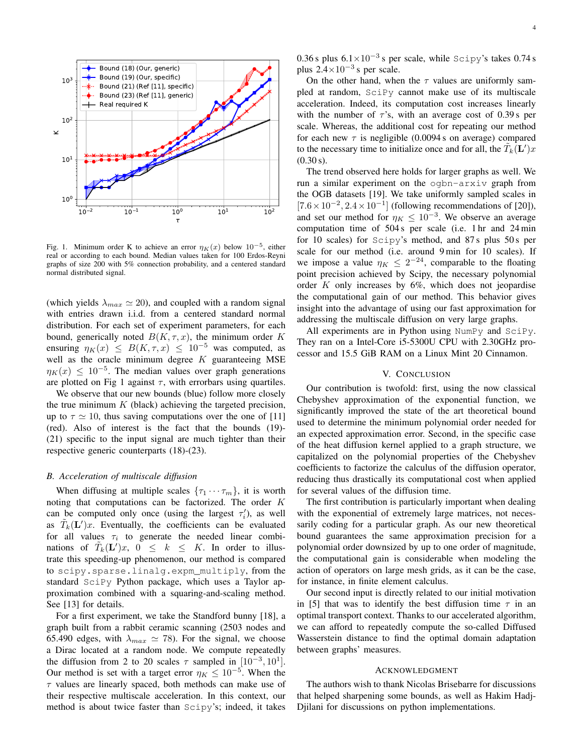Fig. 1. Minimum order K to achieve an error $\eta_K(x)$ below $10^{-5}$, either real or according to each bound. Median values taken for 100 Erdos-Reyni graphs of size 200 with 5% connection probability, and a centered standard normal distributed signal.

(which yields $\lambda_{max} \simeq 20$), and coupled with a random signal with entries drawn i.i.d. from a centered standard normal distribution. For each set of experiment parameters, for each bound, generically noted $B(K, \tau, x)$, the minimum order $K$ ensuring $\eta_K(x) \leq B(K, \tau, x) \leq 10^{-5}$ was computed, as well as the oracle minimum degree $K$ guaranteeing MSE $\eta_K(x) \leq 10^{-5}$. The median values over graph generations are plotted on Fig 1 against $\tau$, with errorbars using quartiles.

We observe that our new bounds (blue) follow more closely the true minimum $K$ (black) achieving the targeted precision, up to $\tau \simeq 10$, thus saving computations over the one of [11] (red). Also of interest is the fact that the bounds (19)-(21) specific to the input signal are much tighter than their respective generic counterparts (18)-(23).

### B. Acceleration of multiscale diffusion

When diffusing at multiple scales $\{\tau_1 \cdots \tau_m\}$, it is worth noting that computations can be factorized. The order $K$ can be computed only once (using the largest $\tau_i'$), as well as $\tilde{T}_k(\mathbf{L}')x$. Eventually, the coefficients can be evaluated for all values $\tau_i$ to generate the needed linear combinations of $\tilde{T}_k(\mathbf{L}')x$, $0 \leq k \leq K$. In order to illustrate this speeding-up phenomenon, our method is compared to `scipy.sparse.linalg.expm_multiply`, from the standard `SciPy` Python package, which uses a Taylor approximation combined with a squaring-and-scaling method. See [13] for details.

For a first experiment, we take the Standford bunny [18], a graph built from a rabbit ceramic scanning (2503 nodes and 65.490 edges, with $\lambda_{max} \simeq 78$). For the signal, we choose a Dirac located at a random node. We compute repeatedly the diffusion from 2 to 20 scales $\tau$ sampled in $[10^{-3}, 10^{1}]$. Our method is set with a target error $\eta_K \leq 10^{-5}$. When the $\tau$ values are linearly spaced, both methods can make use of their respective multiscale acceleration. In this context, our method is about twice faster than `Scipy`'s; indeed, it takes 0.36 s plus $6.1\times10^{-3}$ s per scale, while `Scipy`'s takes 0.74 s plus $2.4\times10^{-3}$ s per scale.

On the other hand, when the $\tau$ values are uniformly sampled at random, `SciPy` cannot make use of its multiscale acceleration. Indeed, its computation cost increases linearly with the number of $\tau$'s, with an average cost of 0.39 s per scale. Whereas, the additional cost for repeating our method for each new $\tau$ is negligible (0.0094 s on average) compared to the necessary time to initialize once and for all, the $\tilde{T}_k(\mathbf{L}')x$ (0.30 s).

The trend observed here holds for larger graphs as well. We run a similar experiment on the `ogbn-arxiv` graph from the OGB datasets [19]. We take uniformly sampled scales in $[7.6\times10^{-2}, 2.4\times10^{-1}]$ (following recommendations of [20]), and set our method for $\eta_K \leq 10^{-3}$. We observe an average computation time of 504 s per scale (i.e. 1 hr and 24 min for 10 scales) for `Scipy`'s method, and 87 s plus 50 s per scale for our method (i.e. around 9 min for 10 scales). If we impose a value $\eta_K \leq 2^{-24}$, comparable to the floating point precision achieved by Scipy, the necessary polynomial order $K$ only increases by 6%, which does not jeopardise the computational gain of our method. This behavior gives insight into the advantage of using our fast approximation for addressing the multiscale diffusion on very large graphs.

All experiments are in Python using `NumPy` and `SciPy`. They ran on a Intel-Core i5-5300U CPU with 2.30GHz processor and 15.5 GiB RAM on a Linux Mint 20 Cinnamon.

## V. Conclusion

Our contribution is twofold: first, using the now classical Chebyshev approximation of the exponential function, we significantly improved the state of the art theoretical bound used to determine the minimum polynomial order needed for an expected approximation error. Second, in the specific case of the heat diffusion kernel applied to a graph structure, we capitalized on the polynomial properties of the Chebyshev coefficients to factorize the calculus of the diffusion operator, reducing thus drastically its computational cost when applied for several values of the diffusion time.

The first contribution is particularly important when dealing with the exponential of extremely large matrices, not necessarily coding for a particular graph. As our new theoretical bound guarantees the same approximation precision for a polynomial order downsized by up to one order of magnitude, the computational gain is considerable when modeling the action of operators on large mesh grids, as it can be the case, for instance, in finite element calculus.

Our second input is directly related to our initial motivation in [5] that was to identify the best diffusion time $\tau$ in an optimal transport context. Thanks to our accelerated algorithm, we can afford to repeatedly compute the so-called Diffused Wasserstein distance to find the optimal domain adaptation between graphs' measures.

## Acknowledgment

The authors wish to thank Nicolas Brisebarre for discussions that helped sharpening some bounds, as well as Hakim Hadj-Djilani for discussions on python implementations.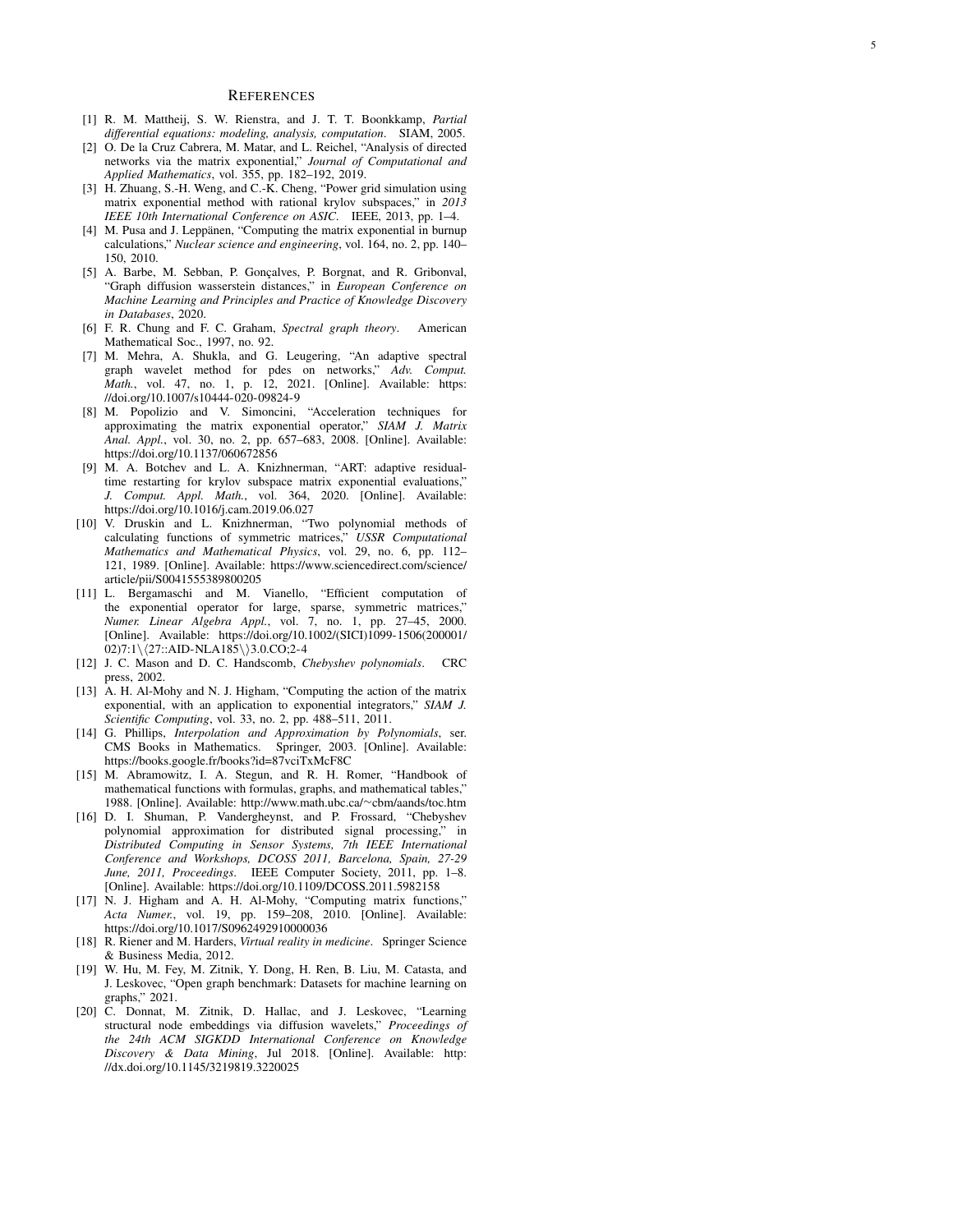# References

[1] R. M. Mattheij, S. W. Rienstra, and J. T. T. Boonkkamp, *Partial differential equations: modeling, analysis, computation*. SIAM, 2005.

[2] O. De la Cruz Cabrera, M. Matar, and L. Reichel, "Analysis of directed networks via the matrix exponential," *Journal of Computational and Applied Mathematics*, vol. 355, pp. 182–192, 2019.

[3] H. Zhuang, S.-H. Weng, and C.-K. Cheng, "Power grid simulation using matrix exponential method with rational krylov subspaces," in *2013 IEEE 10th International Conference on ASIC*. IEEE, 2013, pp. 1–4.

[4] M. Pusa and J. Leppänen, "Computing the matrix exponential in burnup calculations," *Nuclear science and engineering*, vol. 164, no. 2, pp. 140–150, 2010.

[5] A. Barbe, M. Sebban, P. Gonçalves, P. Borgnat, and R. Gribonval, "Graph diffusion wasserstein distances," in *European Conference on Machine Learning and Principles and Practice of Knowledge Discovery in Databases*, 2020.

[6] F. R. Chung and F. C. Graham, *Spectral graph theory*. American Mathematical Soc., 1997, no. 92.

[7] M. Mehra, A. Shukla, and G. Leugering, "An adaptive spectral graph wavelet method for pdes on networks," *Adv. Comput. Math.*, vol. 47, no. 1, p. 12, 2021. [Online]. Available: https://doi.org/10.1007/s10444-020-09824-9

[8] M. Popolizio and V. Simoncini, "Acceleration techniques for approximating the matrix exponential operator," *SIAM J. Matrix Anal. Appl.*, vol. 30, no. 2, pp. 657–683, 2008. [Online]. Available: https://doi.org/10.1137/060672856

[9] M. A. Botchev and L. A. Knizhnerman, "ART: adaptive residual-time restarting for krylov subspace matrix exponential evaluations," *J. Comput. Appl. Math.*, vol. 364, 2020. [Online]. Available: https://doi.org/10.1016/j.cam.2019.06.027

[10] V. Druskin and L. Knizhnerman, "Two polynomial methods of calculating functions of symmetric matrices," *USSR Computational Mathematics and Mathematical Physics*, vol. 29, no. 6, pp. 112–121, 1989. [Online]. Available: https://www.sciencedirect.com/science/article/pii/S0041555389800205

[11] L. Bergamaschi and M. Vianello, "Efficient computation of the exponential operator for large, sparse, symmetric matrices," *Numer. Linear Algebra Appl.*, vol. 7, no. 1, pp. 27–45, 2000. [Online]. Available: https://doi.org/10.1002/(SICI)1099-1506(200001/02)7:1\⟨27::AID-NLA185\⟩3.0.CO;2-4

[12] J. C. Mason and D. C. Handscomb, *Chebyshev polynomials*. CRC press, 2002.

[13] A. H. Al-Mohy and N. J. Higham, "Computing the action of the matrix exponential, with an application to exponential integrators," *SIAM J. Scientific Computing*, vol. 33, no. 2, pp. 488–511, 2011.

[14] G. Phillips, *Interpolation and Approximation by Polynomials*, ser. CMS Books in Mathematics. Springer, 2003. [Online]. Available: https://books.google.fr/books?id=87vciTxMcF8C

[15] M. Abramowitz, I. A. Stegun, and R. H. Romer, "Handbook of mathematical functions with formulas, graphs, and mathematical tables," 1988. [Online]. Available: http://www.math.ubc.ca/~cbm/aands/toc.htm

[16] D. I. Shuman, P. Vandergheynst, and P. Frossard, "Chebyshev polynomial approximation for distributed signal processing," in *Distributed Computing in Sensor Systems, 7th IEEE International Conference and Workshops, DCOSS 2011, Barcelona, Spain, 27-29 June, 2011, Proceedings*. IEEE Computer Society, 2011, pp. 1–8. [Online]. Available: https://doi.org/10.1109/DCOSS.2011.5982158

[17] N. J. Higham and A. H. Al-Mohy, "Computing matrix functions," *Acta Numer.*, vol. 19, pp. 159–208, 2010. [Online]. Available: https://doi.org/10.1017/S0962492910000036

[18] R. Riener and M. Harders, *Virtual reality in medicine*. Springer Science & Business Media, 2012.

[19] W. Hu, M. Fey, M. Zitnik, Y. Dong, H. Ren, B. Liu, M. Catasta, and J. Leskovec, "Open graph benchmark: Datasets for machine learning on graphs," 2021.

[20] C. Donnat, M. Zitnik, D. Hallac, and J. Leskovec, "Learning structural node embeddings via diffusion wavelets," *Proceedings of the 24th ACM SIGKDD International Conference on Knowledge Discovery & Data Mining*, Jul 2018. [Online]. Available: http://dx.doi.org/10.1145/3219819.3220025